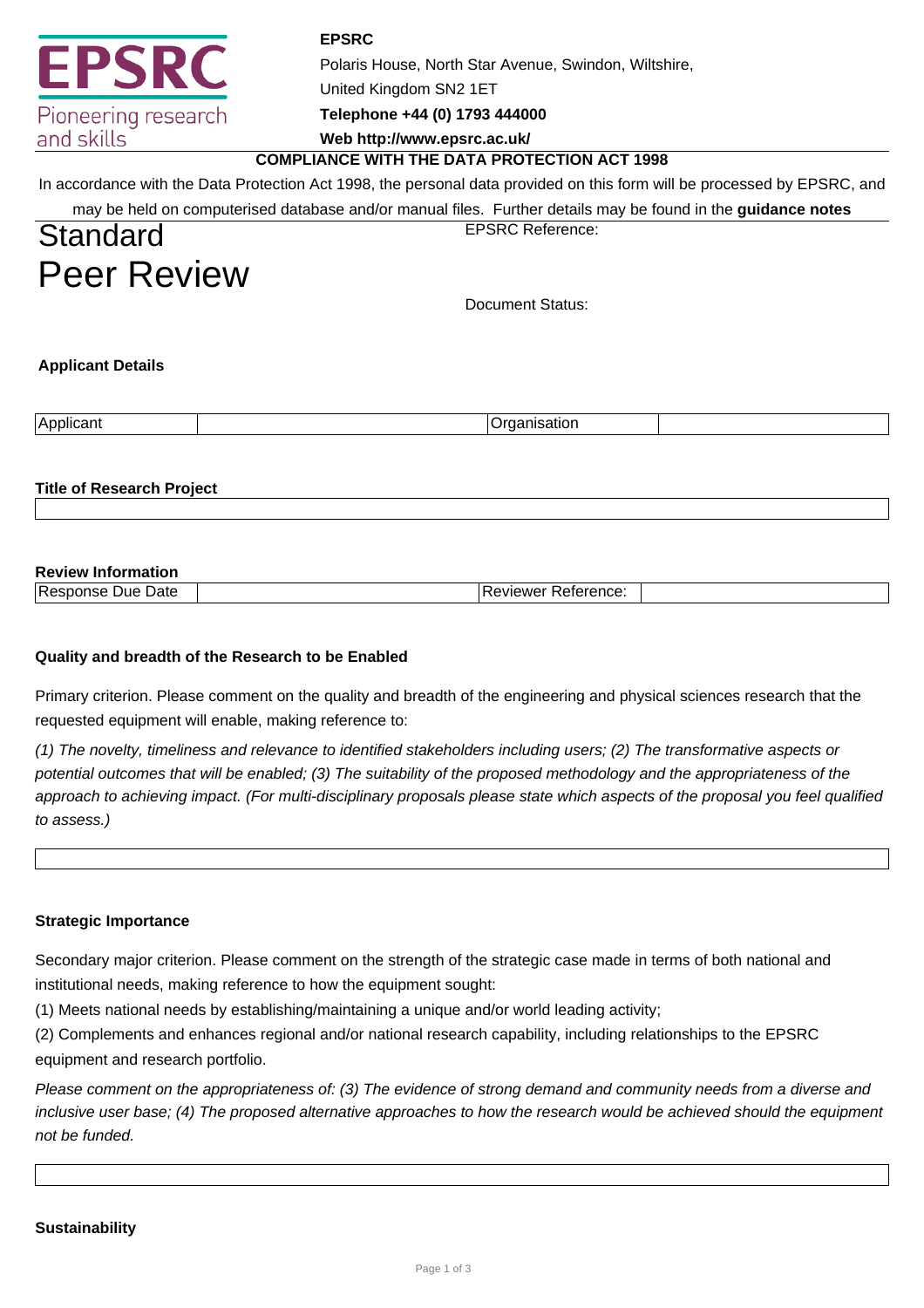**EPSRC**

Polaris House, North Star Avenue, Swindon, Wiltshire,

United Kingdom SN2 1ET

**Telephone +44 (0) 1793 444000**

**Web http://www.epsrc.ac.uk/**

**COMPLIANCE WITH THE DATA PROTECTION ACT 1998**

In accordance with the Data Protection Act 1998, the personal data provided on this form will be processed by EPSRC, and may be held on computerised database and/or manual files. Further details may be found in the **guidance notes**

# Standard Peer Review

EPSRC Reference:

Document Status:

**Applicant Details**

| Applicant | | Organisation | |
|---|---|---|---|

**Title of Research Project**

| |
|---|

**Review Information**

| Response Due Date | | Reviewer Reference: | |
|---|---|---|---|

**Quality and breadth of the Research to be Enabled**

Primary criterion. Please comment on the quality and breadth of the engineering and physical sciences research that the requested equipment will enable, making reference to:

*(1) The novelty, timeliness and relevance to identified stakeholders including users; (2) The transformative aspects or potential outcomes that will be enabled; (3) The suitability of the proposed methodology and the appropriateness of the approach to achieving impact. (For multi-disciplinary proposals please state which aspects of the proposal you feel qualified to assess.)*

| |
|---|

**Strategic Importance**

Secondary major criterion. Please comment on the strength of the strategic case made in terms of both national and institutional needs, making reference to how the equipment sought:

(1) Meets national needs by establishing/maintaining a unique and/or world leading activity;

(2) Complements and enhances regional and/or national research capability, including relationships to the EPSRC equipment and research portfolio.

*Please comment on the appropriateness of: (3) The evidence of strong demand and community needs from a diverse and inclusive user base; (4) The proposed alternative approaches to how the research would be achieved should the equipment not be funded.*

| |
|---|

**Sustainability**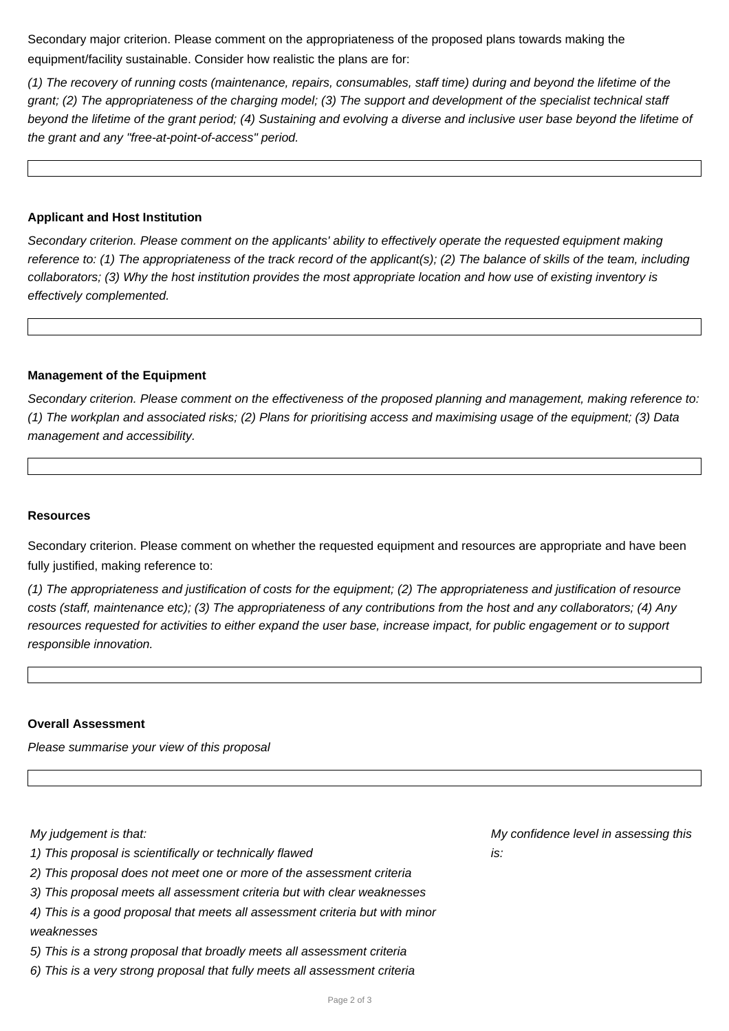Secondary major criterion. Please comment on the appropriateness of the proposed plans towards making the equipment/facility sustainable. Consider how realistic the plans are for:

*(1) The recovery of running costs (maintenance, repairs, consumables, staff time) during and beyond the lifetime of the grant; (2) The appropriateness of the charging model; (3) The support and development of the specialist technical staff beyond the lifetime of the grant period; (4) Sustaining and evolving a diverse and inclusive user base beyond the lifetime of the grant and any "free-at-point-of-access" period.*

**Applicant and Host Institution**

*Secondary criterion. Please comment on the applicants' ability to effectively operate the requested equipment making reference to: (1) The appropriateness of the track record of the applicant(s); (2) The balance of skills of the team, including collaborators; (3) Why the host institution provides the most appropriate location and how use of existing inventory is effectively complemented.*

**Management of the Equipment**

*Secondary criterion. Please comment on the effectiveness of the proposed planning and management, making reference to: (1) The workplan and associated risks; (2) Plans for prioritising access and maximising usage of the equipment; (3) Data management and accessibility.*

**Resources**

Secondary criterion. Please comment on whether the requested equipment and resources are appropriate and have been fully justified, making reference to:

*(1) The appropriateness and justification of costs for the equipment; (2) The appropriateness and justification of resource costs (staff, maintenance etc); (3) The appropriateness of any contributions from the host and any collaborators; (4) Any resources requested for activities to either expand the user base, increase impact, for public engagement or to support responsible innovation.*

**Overall Assessment**

*Please summarise your view of this proposal*

*My judgement is that:*

*1) This proposal is scientifically or technically flawed*

*2) This proposal does not meet one or more of the assessment criteria*

*3) This proposal meets all assessment criteria but with clear weaknesses*

*4) This is a good proposal that meets all assessment criteria but with minor weaknesses*

*5) This is a strong proposal that broadly meets all assessment criteria*

*6) This is a very strong proposal that fully meets all assessment criteria*

*My confidence level in assessing this is:*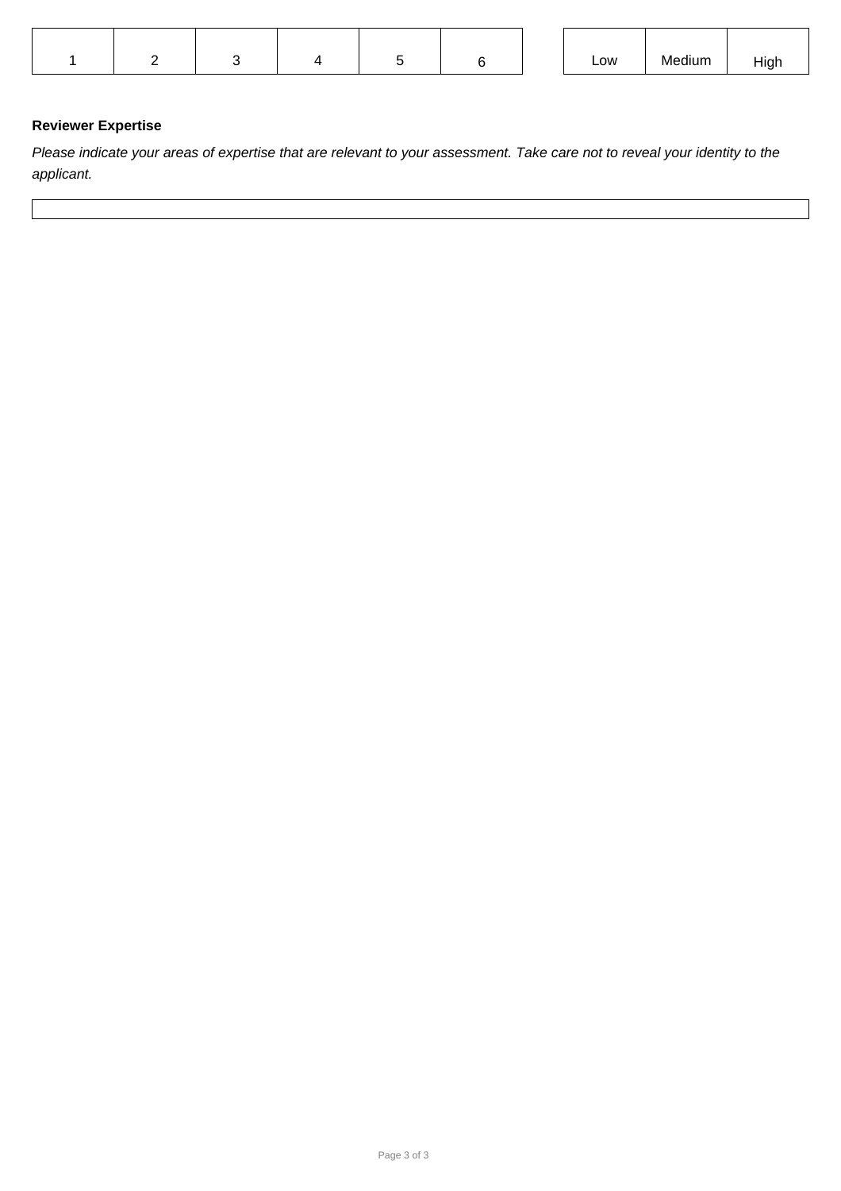| | | | | | |
|---|---|---|---|---|---|
| 1 | 2 | 3 | 4 | 5 | 6 |

| | | |
|---|---|---|
| Low | Medium | High |

**Reviewer Expertise**

*Please indicate your areas of expertise that are relevant to your assessment. Take care not to reveal your identity to the applicant.*

| |
|---|
| |